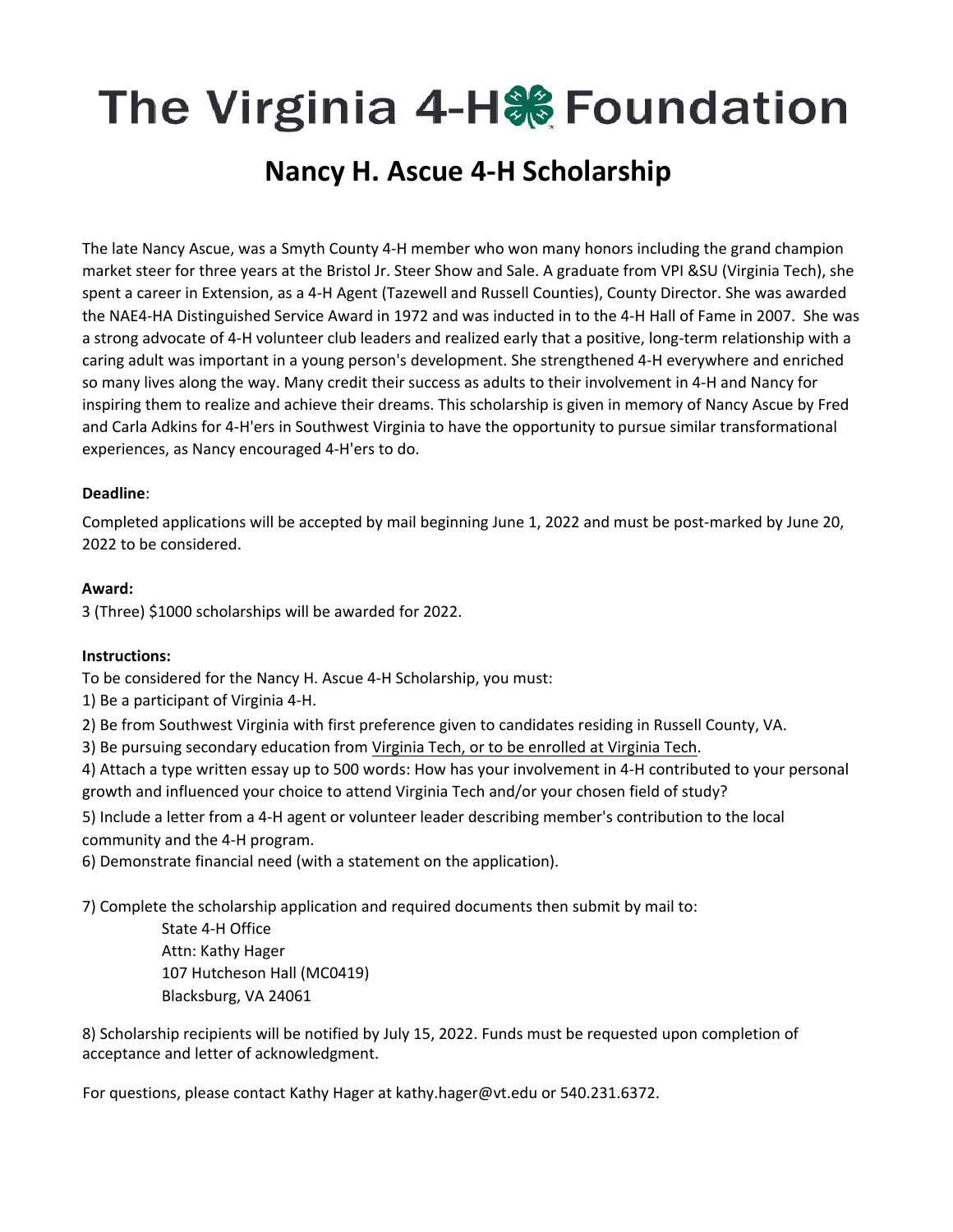# The Virginia 4-H Foundation

## Nancy H. Ascue 4-H Scholarship

The late Nancy Ascue, was a Smyth County 4-H member who won many honors including the grand champion market steer for three years at the Bristol Jr. Steer Show and Sale. A graduate from VPI &SU (Virginia Tech), she spent a career in Extension, as a 4-H Agent (Tazewell and Russell Counties), County Director. She was awarded the NAE4-HA Distinguished Service Award in 1972 and was inducted in to the 4-H Hall of Fame in 2007. She was a strong advocate of 4-H volunteer club leaders and realized early that a positive, long-term relationship with a caring adult was important in a young person's development. She strengthened 4-H everywhere and enriched so many lives along the way. Many credit their success as adults to their involvement in 4-H and Nancy for inspiring them to realize and achieve their dreams. This scholarship is given in memory of Nancy Ascue by Fred and Carla Adkins for 4-H'ers in Southwest Virginia to have the opportunity to pursue similar transformational experiences, as Nancy encouraged 4-H'ers to do.

**Deadline**:

Completed applications will be accepted by mail beginning June 1, 2022 and must be post-marked by June 20, 2022 to be considered.

**Award:**

3 (Three) $1000 scholarships will be awarded for 2022.

**Instructions:**

To be considered for the Nancy H. Ascue 4-H Scholarship, you must:

1) Be a participant of Virginia 4-H.
2) Be from Southwest Virginia with first preference given to candidates residing in Russell County, VA.
3) Be pursuing secondary education from Virginia Tech, or to be enrolled at Virginia Tech.
4) Attach a type written essay up to 500 words: How has your involvement in 4-H contributed to your personal growth and influenced your choice to attend Virginia Tech and/or your chosen field of study?
5) Include a letter from a 4-H agent or volunteer leader describing member's contribution to the local community and the 4-H program.
6) Demonstrate financial need (with a statement on the application).
7) Complete the scholarship application and required documents then submit by mail to:

   State 4-H Office
   Attn: Kathy Hager
   107 Hutcheson Hall (MC0419)
   Blacksburg, VA 24061

8) Scholarship recipients will be notified by July 15, 2022. Funds must be requested upon completion of acceptance and letter of acknowledgment.

For questions, please contact Kathy Hager at kathy.hager@vt.edu or 540.231.6372.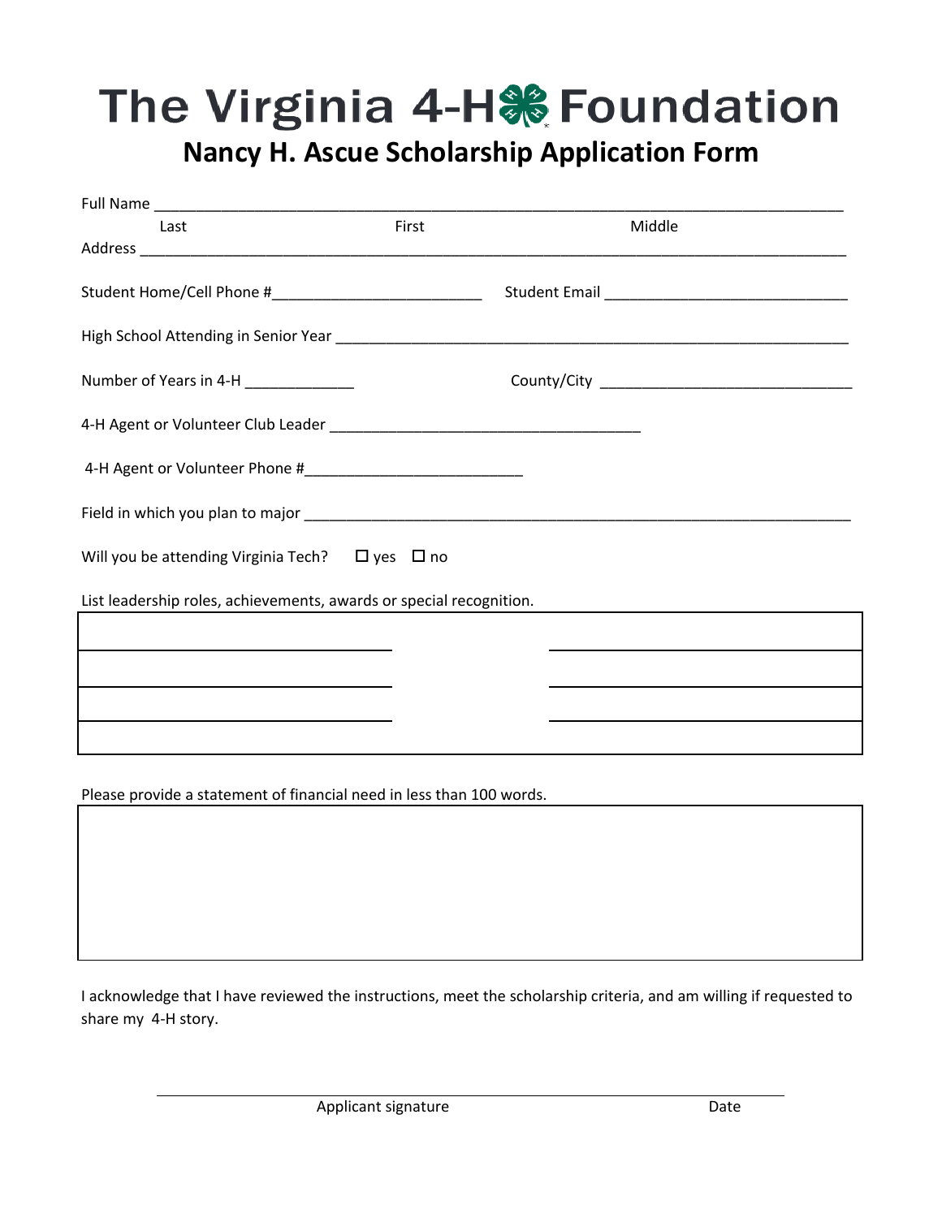# The Virginia 4-H Foundation

## Nancy H. Ascue Scholarship Application Form

Full Name ___________________________________________________________________________

Last First Middle

Address _____________________________________________________________________________

Student Home/Cell Phone #________________________ Student Email ____________________________

High School Attending in Senior Year ___________________________________________________

Number of Years in 4-H _____________ County/City ______________________________

4-H Agent or Volunteer Club Leader _____________________________________

4-H Agent or Volunteer Phone #__________________________

Field in which you plan to major _______________________________________________________

Will you be attending Virginia Tech? ☐ yes ☐ no

List leadership roles, achievements, awards or special recognition.

| | |
|---|---|
| | |
| | |
| | |
| | |

Please provide a statement of financial need in less than 100 words.

| |
|---|
| |

I acknowledge that I have reviewed the instructions, meet the scholarship criteria, and am willing if requested to share my 4-H story.

_______________________________________________________________

Applicant signature Date